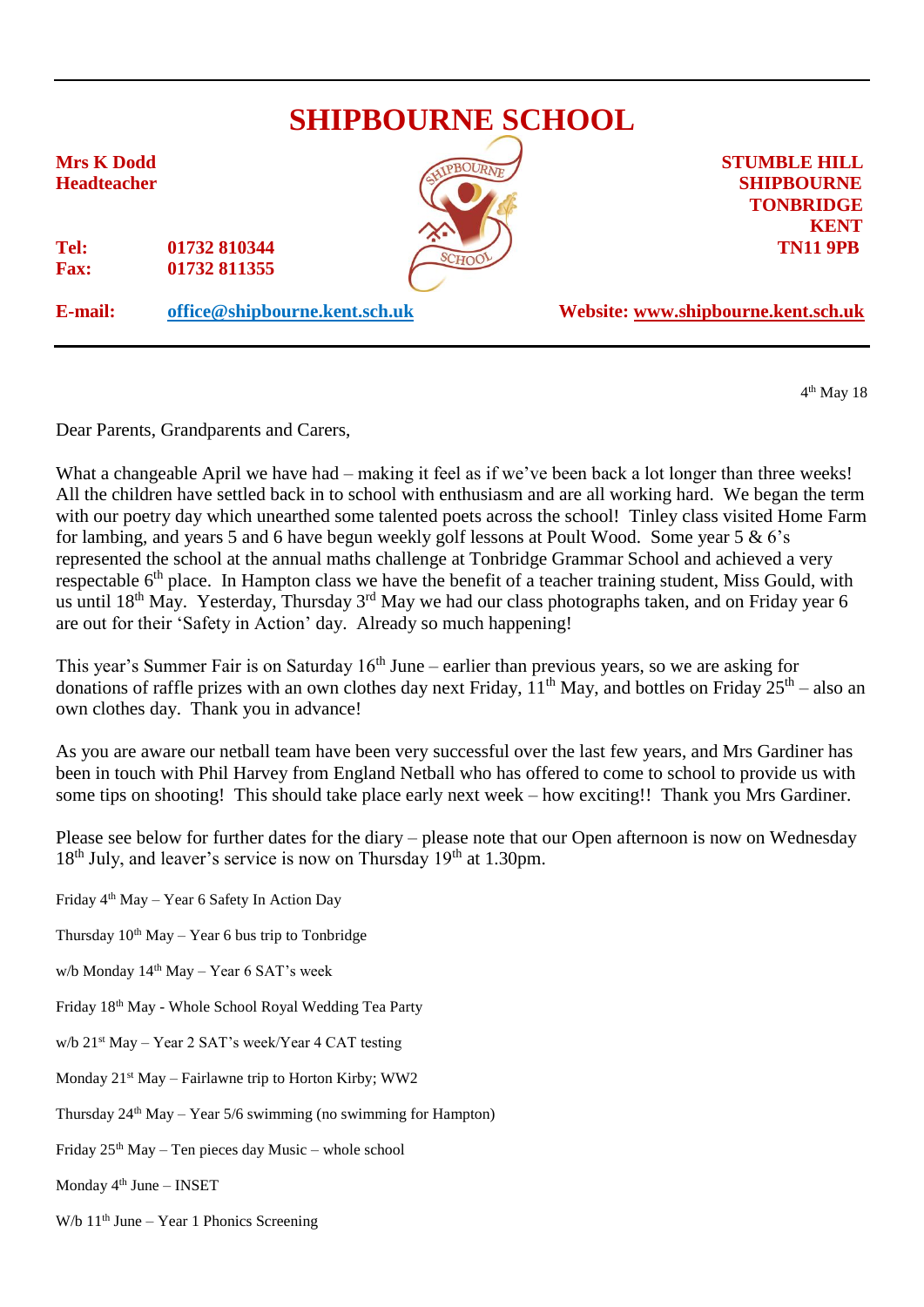# SHIPBOURNE SCHOOL

**Mrs K Dodd**
**Headteacher**

**STUMBLE HILL**
**SHIPBOURNE**
**TONBRIDGE**
**KENT**
**TN11 9PB**

**Tel:** **01732 810344**
**Fax:** **01732 811355**

**E-mail:** **office@shipbourne.kent.sch.uk**

**Website: www.shipbourne.kent.sch.uk**

4th May 18

Dear Parents, Grandparents and Carers,

What a changeable April we have had – making it feel as if we've been back a lot longer than three weeks! All the children have settled back in to school with enthusiasm and are all working hard. We began the term with our poetry day which unearthed some talented poets across the school! Tinley class visited Home Farm for lambing, and years 5 and 6 have begun weekly golf lessons at Poult Wood. Some year 5 & 6's represented the school at the annual maths challenge at Tonbridge Grammar School and achieved a very respectable 6th place. In Hampton class we have the benefit of a teacher training student, Miss Gould, with us until 18th May. Yesterday, Thursday 3rd May we had our class photographs taken, and on Friday year 6 are out for their 'Safety in Action' day. Already so much happening!

This year's Summer Fair is on Saturday 16th June – earlier than previous years, so we are asking for donations of raffle prizes with an own clothes day next Friday, 11th May, and bottles on Friday 25th – also an own clothes day. Thank you in advance!

As you are aware our netball team have been very successful over the last few years, and Mrs Gardiner has been in touch with Phil Harvey from England Netball who has offered to come to school to provide us with some tips on shooting! This should take place early next week – how exciting!! Thank you Mrs Gardiner.

Please see below for further dates for the diary – please note that our Open afternoon is now on Wednesday 18th July, and leaver's service is now on Thursday 19th at 1.30pm.

Friday 4th May – Year 6 Safety In Action Day

Thursday 10th May – Year 6 bus trip to Tonbridge

w/b Monday 14th May – Year 6 SAT's week

Friday 18th May - Whole School Royal Wedding Tea Party

w/b 21st May – Year 2 SAT's week/Year 4 CAT testing

Monday 21st May – Fairlawne trip to Horton Kirby; WW2

Thursday 24th May – Year 5/6 swimming (no swimming for Hampton)

Friday 25th May – Ten pieces day Music – whole school

Monday 4th June – INSET

W/b 11th June – Year 1 Phonics Screening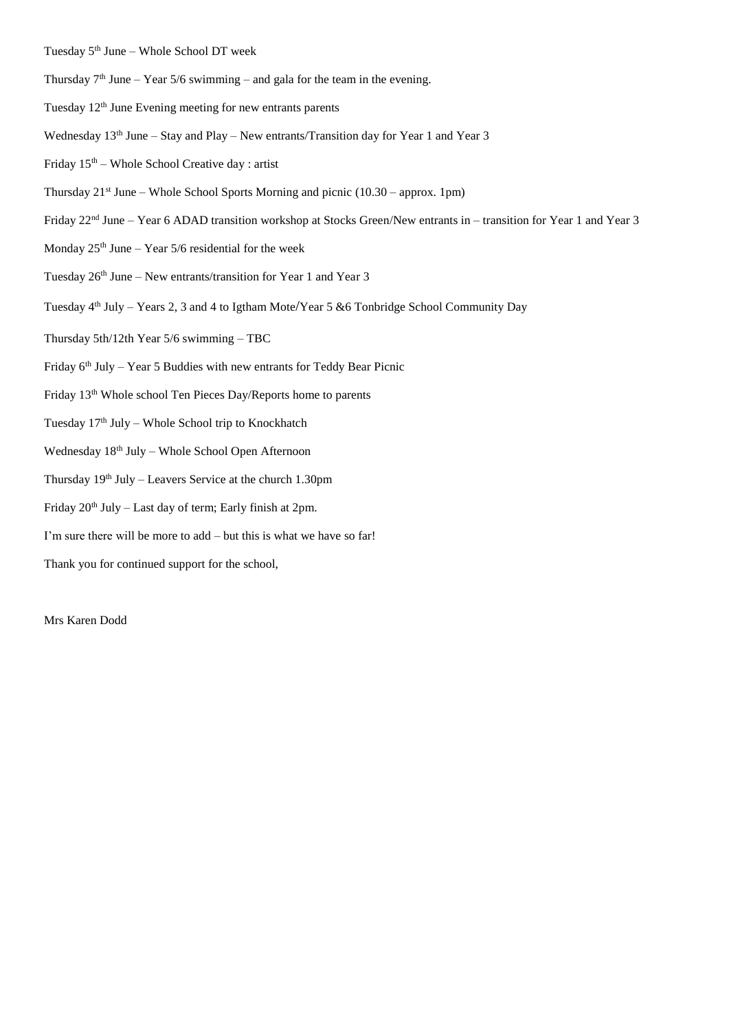Tuesday 5th June – Whole School DT week

Thursday 7th June – Year 5/6 swimming – and gala for the team in the evening.

Tuesday 12th June Evening meeting for new entrants parents

Wednesday 13th June – Stay and Play – New entrants/Transition day for Year 1 and Year 3

Friday 15th – Whole School Creative day : artist

Thursday 21st June – Whole School Sports Morning and picnic (10.30 – approx. 1pm)

Friday 22nd June – Year 6 ADAD transition workshop at Stocks Green/New entrants in – transition for Year 1 and Year 3

Monday 25th June – Year 5/6 residential for the week

Tuesday 26th June – New entrants/transition for Year 1 and Year 3

Tuesday 4th July – Years 2, 3 and 4 to Igtham Mote/Year 5 &6 Tonbridge School Community Day

Thursday 5th/12th Year 5/6 swimming – TBC

Friday 6th July – Year 5 Buddies with new entrants for Teddy Bear Picnic

Friday 13th Whole school Ten Pieces Day/Reports home to parents

Tuesday 17th July – Whole School trip to Knockhatch

Wednesday 18th July – Whole School Open Afternoon

Thursday 19th July – Leavers Service at the church 1.30pm

Friday 20th July – Last day of term; Early finish at 2pm.

I'm sure there will be more to add – but this is what we have so far!

Thank you for continued support for the school,

Mrs Karen Dodd